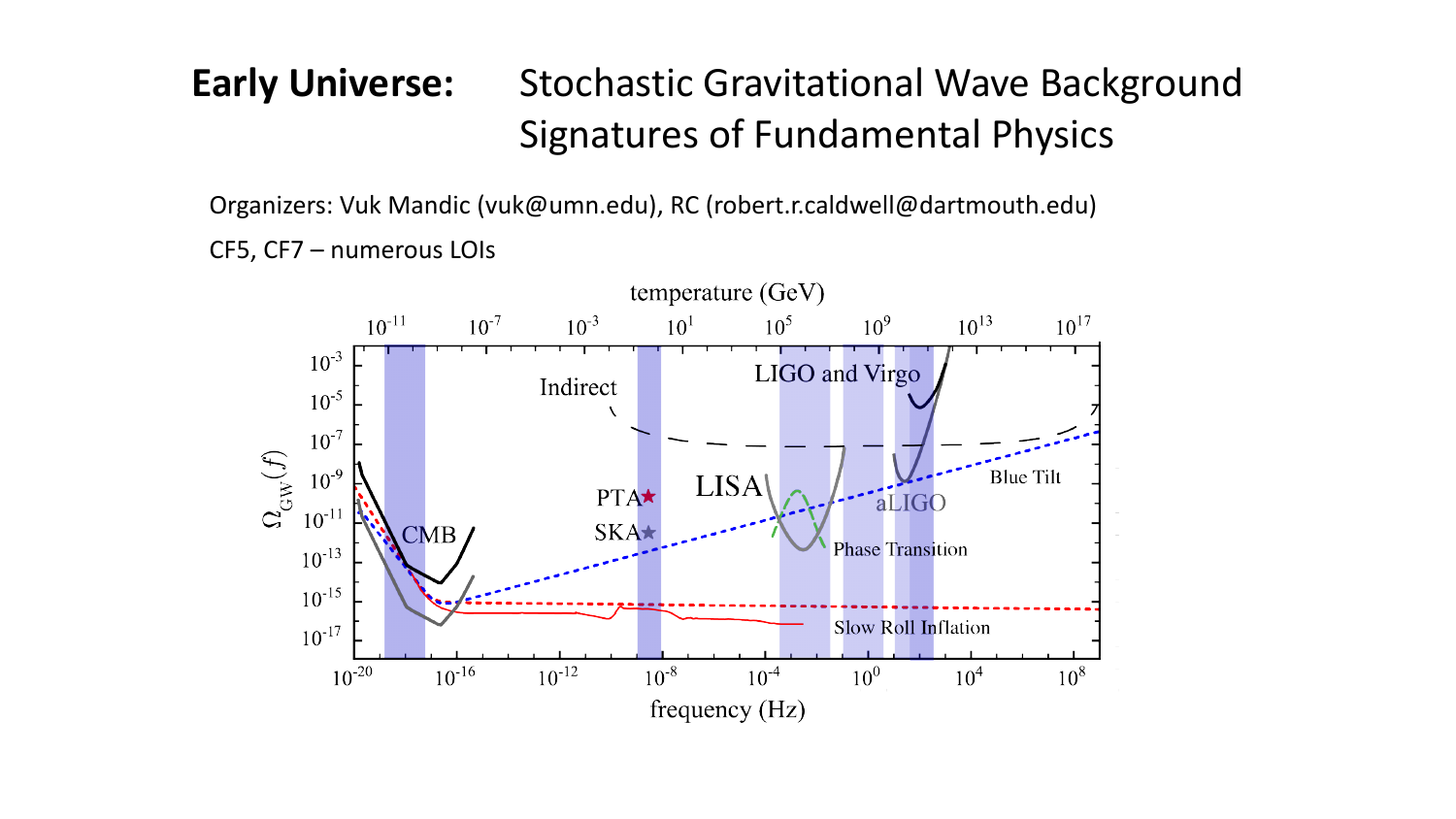# **Early Universe:** Stochastic Gravitational Wave Background Signatures of Fundamental Physics

Organizers: Vuk Mandic (vuk@umn.edu), RC (robert.r.caldwell@dartmouth.edu)

CF5, CF7 – numerous LOIs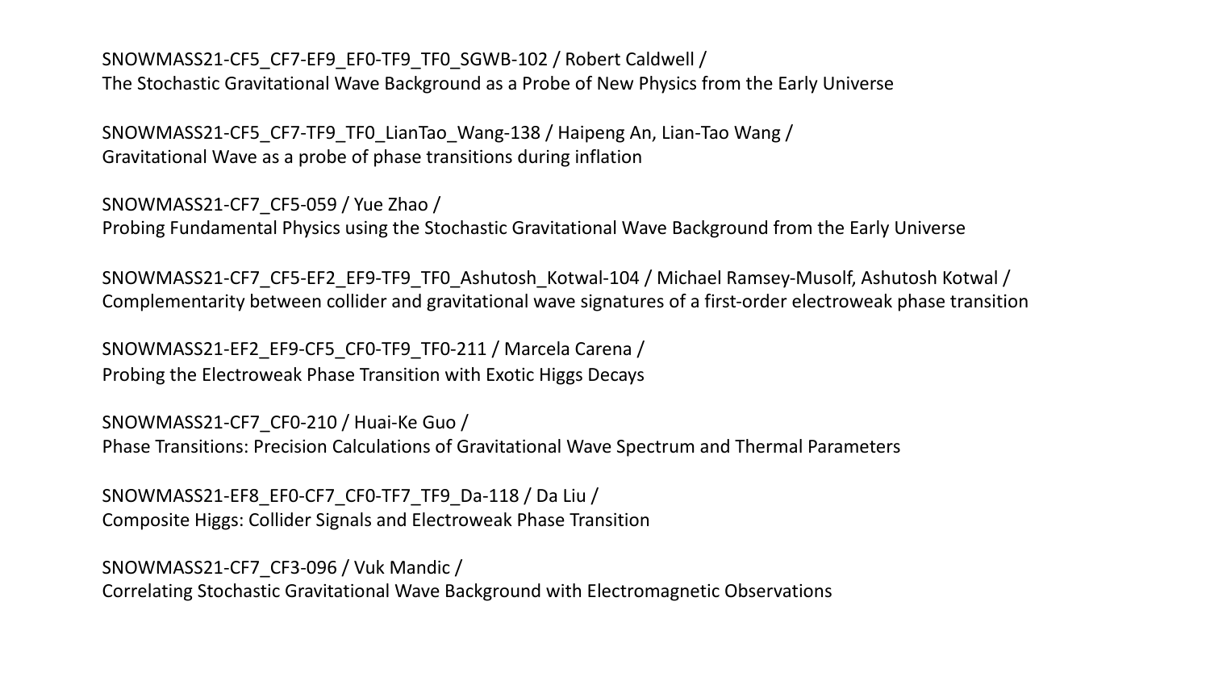SNOWMASS21-CF5_CF7-EF9_EF0-TF9_TF0_SGWB-102 / Robert Caldwell /
The Stochastic Gravitational Wave Background as a Probe of New Physics from the Early Universe

SNOWMASS21-CF5_CF7-TF9_TF0_LianTao_Wang-138 / Haipeng An, Lian-Tao Wang /
Gravitational Wave as a probe of phase transitions during inflation

SNOWMASS21-CF7_CF5-059 / Yue Zhao /
Probing Fundamental Physics using the Stochastic Gravitational Wave Background from the Early Universe

SNOWMASS21-CF7_CF5-EF2_EF9-TF9_TF0_Ashutosh_Kotwal-104 / Michael Ramsey-Musolf, Ashutosh Kotwal /
Complementarity between collider and gravitational wave signatures of a first-order electroweak phase transition

SNOWMASS21-EF2_EF9-CF5_CF0-TF9_TF0-211 / Marcela Carena /
Probing the Electroweak Phase Transition with Exotic Higgs Decays

SNOWMASS21-CF7_CF0-210 / Huai-Ke Guo /
Phase Transitions: Precision Calculations of Gravitational Wave Spectrum and Thermal Parameters

SNOWMASS21-EF8_EF0-CF7_CF0-TF7_TF9_Da-118 / Da Liu /
Composite Higgs: Collider Signals and Electroweak Phase Transition

SNOWMASS21-CF7_CF3-096 / Vuk Mandic /
Correlating Stochastic Gravitational Wave Background with Electromagnetic Observations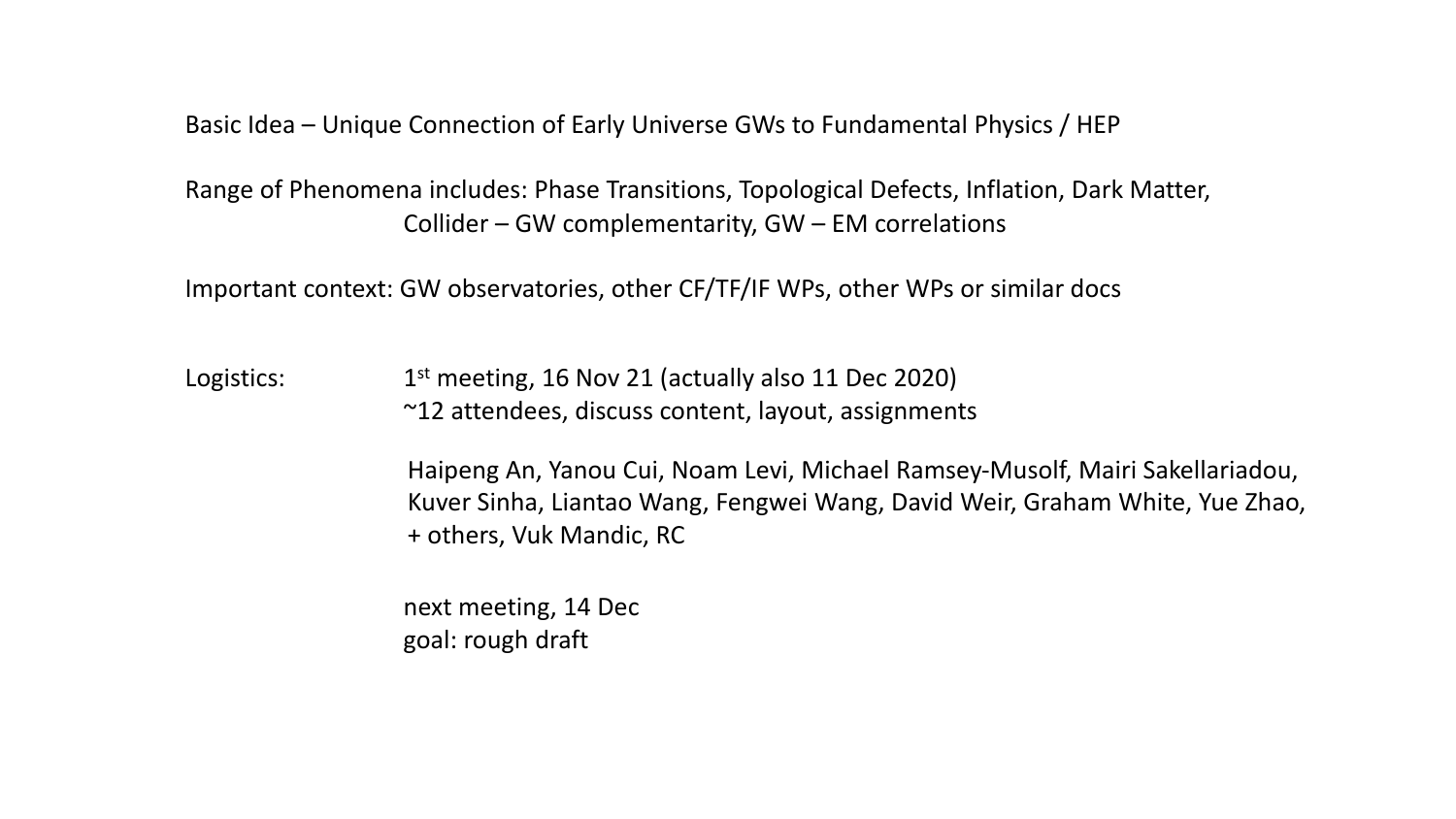Basic Idea – Unique Connection of Early Universe GWs to Fundamental Physics / HEP

Range of Phenomena includes: Phase Transitions, Topological Defects, Inflation, Dark Matter, Collider – GW complementarity, GW – EM correlations

Important context: GW observatories, other CF/TF/IF WPs, other WPs or similar docs

Logistics: 1st meeting, 16 Nov 21 (actually also 11 Dec 2020)
~12 attendees, discuss content, layout, assignments

Haipeng An, Yanou Cui, Noam Levi, Michael Ramsey-Musolf, Mairi Sakellariadou, Kuver Sinha, Liantao Wang, Fengwei Wang, David Weir, Graham White, Yue Zhao, + others, Vuk Mandic, RC

next meeting, 14 Dec
goal: rough draft